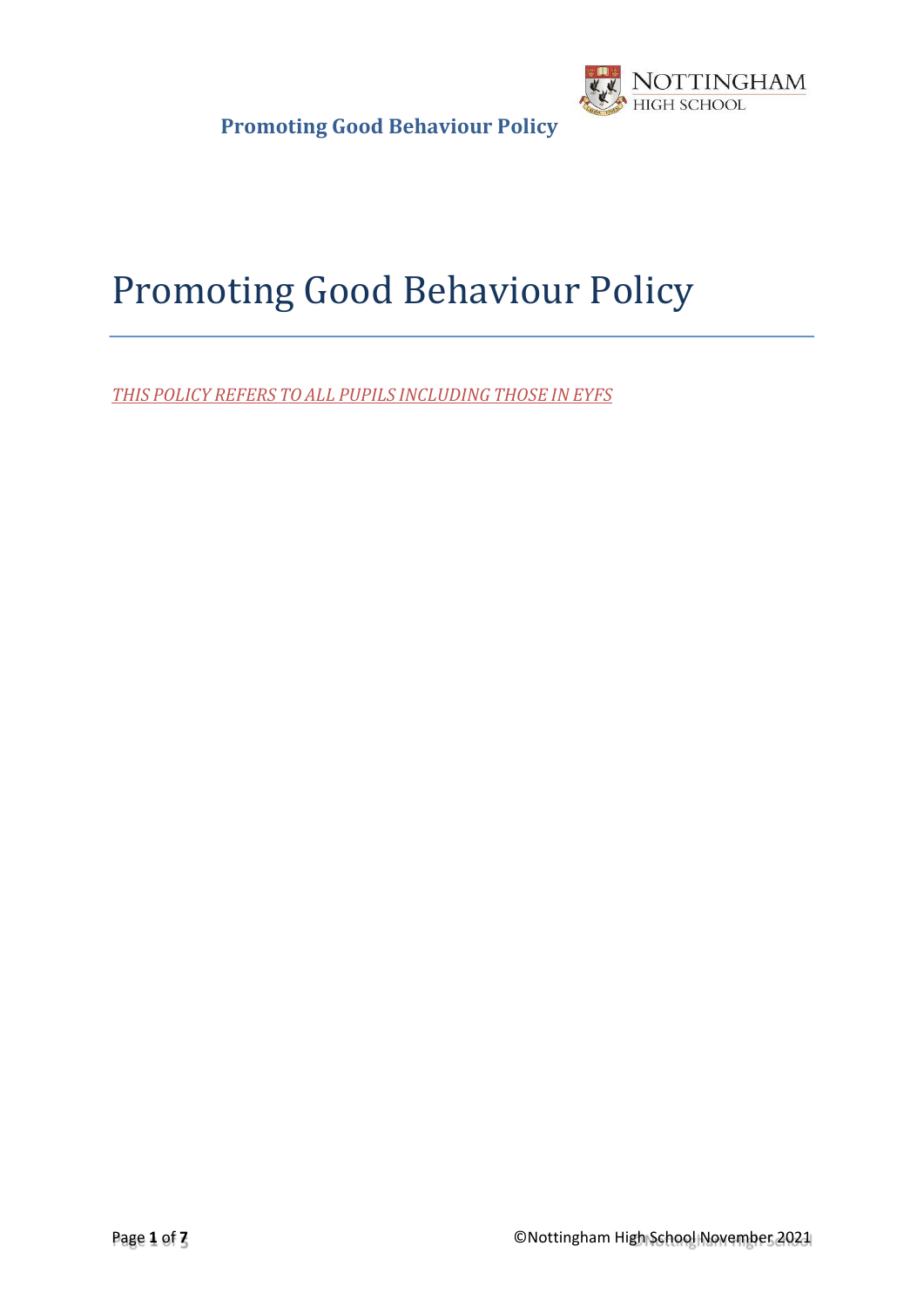# Promoting Good Behaviour Policy

*THIS POLICY REFERS TO ALL PUPILS INCLUDING THOSE IN EYFS*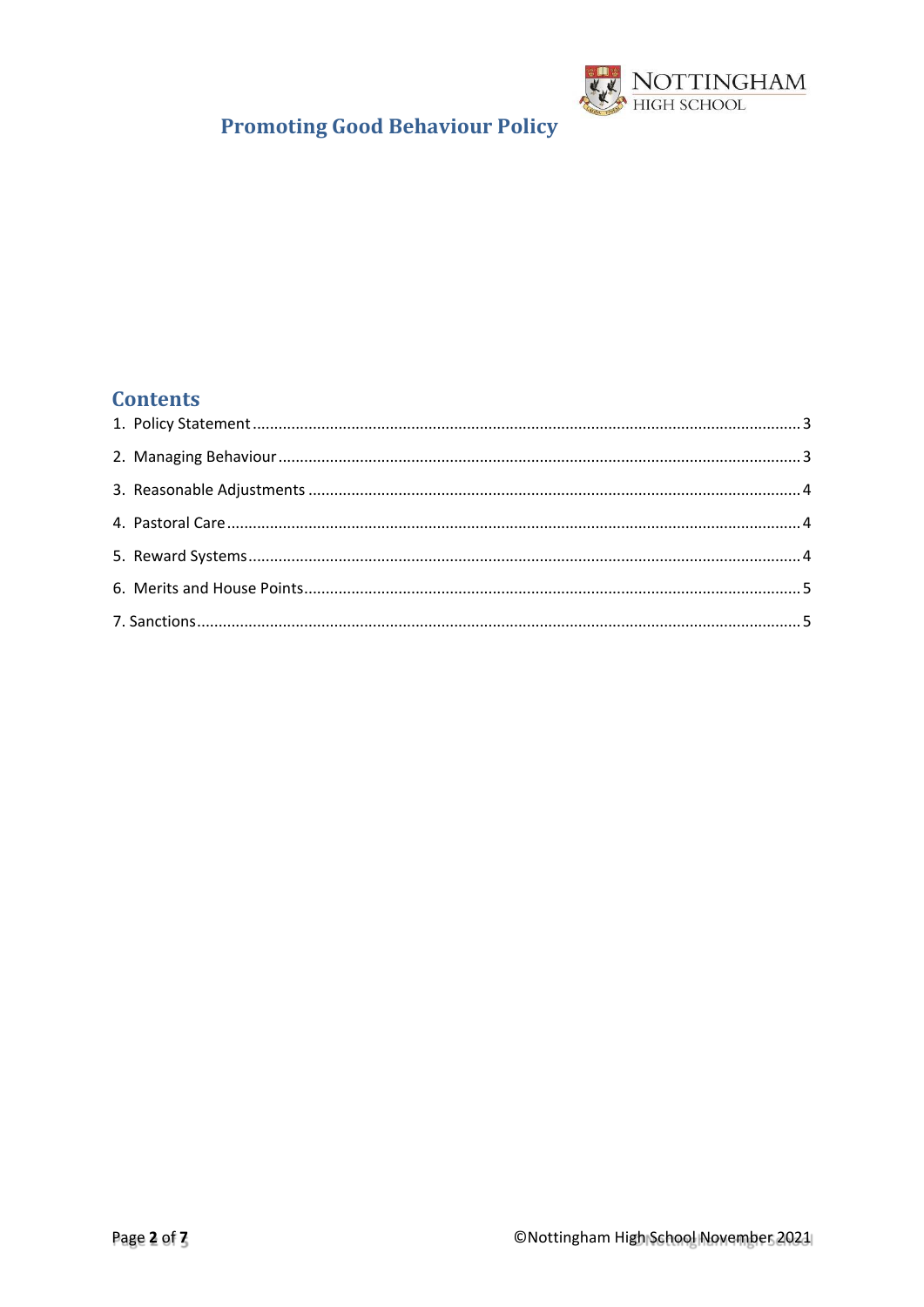# Promoting Good Behaviour Policy

## Contents

1. Policy Statement ............................................................ 3
2. Managing Behaviour ............................................................ 3
3. Reasonable Adjustments ............................................................ 4
4. Pastoral Care ............................................................ 4
5. Reward Systems ............................................................ 4
6. Merits and House Points ............................................................ 5
7. Sanctions ............................................................ 5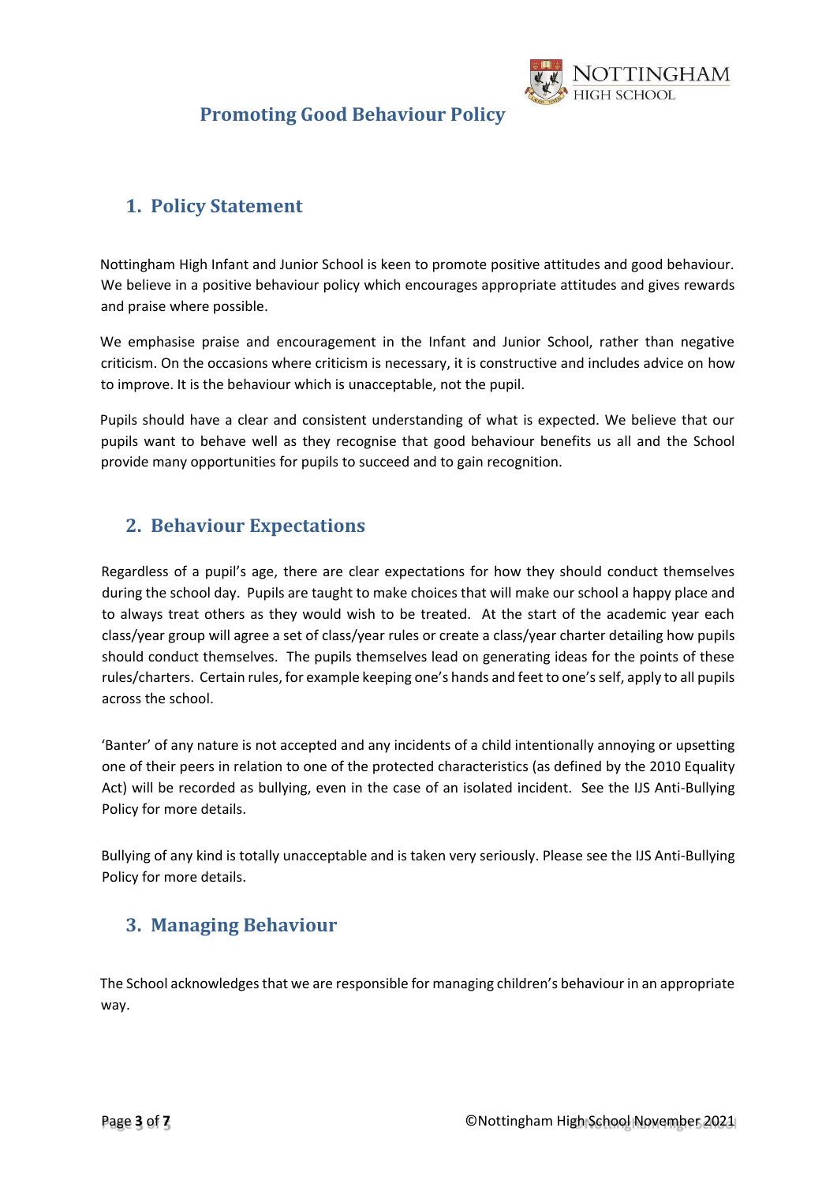# Promoting Good Behaviour Policy

## 1. Policy Statement

Nottingham High Infant and Junior School is keen to promote positive attitudes and good behaviour. We believe in a positive behaviour policy which encourages appropriate attitudes and gives rewards and praise where possible.

We emphasise praise and encouragement in the Infant and Junior School, rather than negative criticism. On the occasions where criticism is necessary, it is constructive and includes advice on how to improve. It is the behaviour which is unacceptable, not the pupil.

Pupils should have a clear and consistent understanding of what is expected. We believe that our pupils want to behave well as they recognise that good behaviour benefits us all and the School provide many opportunities for pupils to succeed and to gain recognition.

## 2. Behaviour Expectations

Regardless of a pupil's age, there are clear expectations for how they should conduct themselves during the school day. Pupils are taught to make choices that will make our school a happy place and to always treat others as they would wish to be treated. At the start of the academic year each class/year group will agree a set of class/year rules or create a class/year charter detailing how pupils should conduct themselves. The pupils themselves lead on generating ideas for the points of these rules/charters. Certain rules, for example keeping one's hands and feet to one's self, apply to all pupils across the school.

'Banter' of any nature is not accepted and any incidents of a child intentionally annoying or upsetting one of their peers in relation to one of the protected characteristics (as defined by the 2010 Equality Act) will be recorded as bullying, even in the case of an isolated incident. See the IJS Anti-Bullying Policy for more details.

Bullying of any kind is totally unacceptable and is taken very seriously. Please see the IJS Anti-Bullying Policy for more details.

## 3. Managing Behaviour

The School acknowledges that we are responsible for managing children's behaviour in an appropriate way.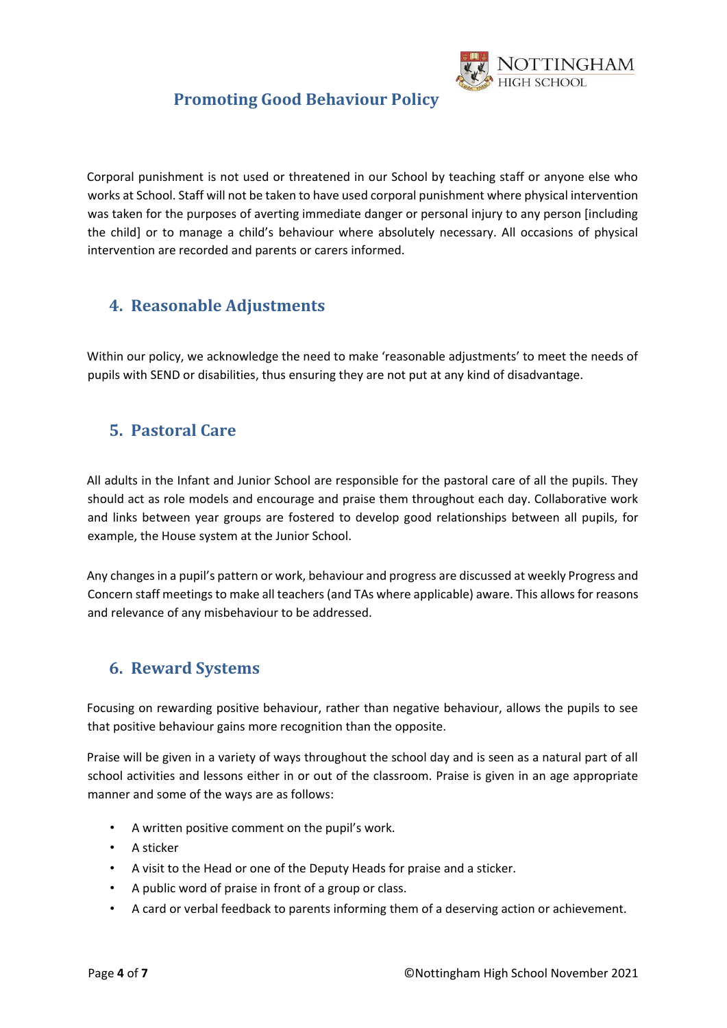Corporal punishment is not used or threatened in our School by teaching staff or anyone else who works at School. Staff will not be taken to have used corporal punishment where physical intervention was taken for the purposes of averting immediate danger or personal injury to any person [including the child] or to manage a child's behaviour where absolutely necessary. All occasions of physical intervention are recorded and parents or carers informed.

## 4. Reasonable Adjustments

Within our policy, we acknowledge the need to make 'reasonable adjustments' to meet the needs of pupils with SEND or disabilities, thus ensuring they are not put at any kind of disadvantage.

## 5. Pastoral Care

All adults in the Infant and Junior School are responsible for the pastoral care of all the pupils. They should act as role models and encourage and praise them throughout each day. Collaborative work and links between year groups are fostered to develop good relationships between all pupils, for example, the House system at the Junior School.

Any changes in a pupil's pattern or work, behaviour and progress are discussed at weekly Progress and Concern staff meetings to make all teachers (and TAs where applicable) aware. This allows for reasons and relevance of any misbehaviour to be addressed.

## 6. Reward Systems

Focusing on rewarding positive behaviour, rather than negative behaviour, allows the pupils to see that positive behaviour gains more recognition than the opposite.

Praise will be given in a variety of ways throughout the school day and is seen as a natural part of all school activities and lessons either in or out of the classroom. Praise is given in an age appropriate manner and some of the ways are as follows:

- A written positive comment on the pupil's work.
- A sticker
- A visit to the Head or one of the Deputy Heads for praise and a sticker.
- A public word of praise in front of a group or class.
- A card or verbal feedback to parents informing them of a deserving action or achievement.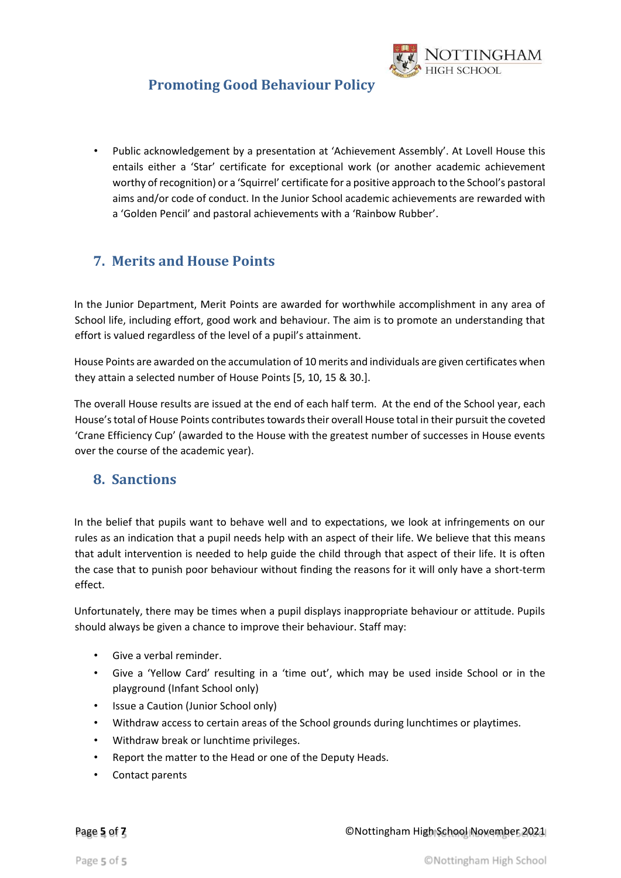- Public acknowledgement by a presentation at 'Achievement Assembly'. At Lovell House this entails either a 'Star' certificate for exceptional work (or another academic achievement worthy of recognition) or a 'Squirrel' certificate for a positive approach to the School's pastoral aims and/or code of conduct. In the Junior School academic achievements are rewarded with a 'Golden Pencil' and pastoral achievements with a 'Rainbow Rubber'.

## 7. Merits and House Points

In the Junior Department, Merit Points are awarded for worthwhile accomplishment in any area of School life, including effort, good work and behaviour. The aim is to promote an understanding that effort is valued regardless of the level of a pupil's attainment.

House Points are awarded on the accumulation of 10 merits and individuals are given certificates when they attain a selected number of House Points [5, 10, 15 & 30.].

The overall House results are issued at the end of each half term. At the end of the School year, each House's total of House Points contributes towards their overall House total in their pursuit the coveted 'Crane Efficiency Cup' (awarded to the House with the greatest number of successes in House events over the course of the academic year).

## 8. Sanctions

In the belief that pupils want to behave well and to expectations, we look at infringements on our rules as an indication that a pupil needs help with an aspect of their life. We believe that this means that adult intervention is needed to help guide the child through that aspect of their life. It is often the case that to punish poor behaviour without finding the reasons for it will only have a short-term effect.

Unfortunately, there may be times when a pupil displays inappropriate behaviour or attitude. Pupils should always be given a chance to improve their behaviour. Staff may:

- Give a verbal reminder.
- Give a 'Yellow Card' resulting in a 'time out', which may be used inside School or in the playground (Infant School only)
- Issue a Caution (Junior School only)
- Withdraw access to certain areas of the School grounds during lunchtimes or playtimes.
- Withdraw break or lunchtime privileges.
- Report the matter to the Head or one of the Deputy Heads.
- Contact parents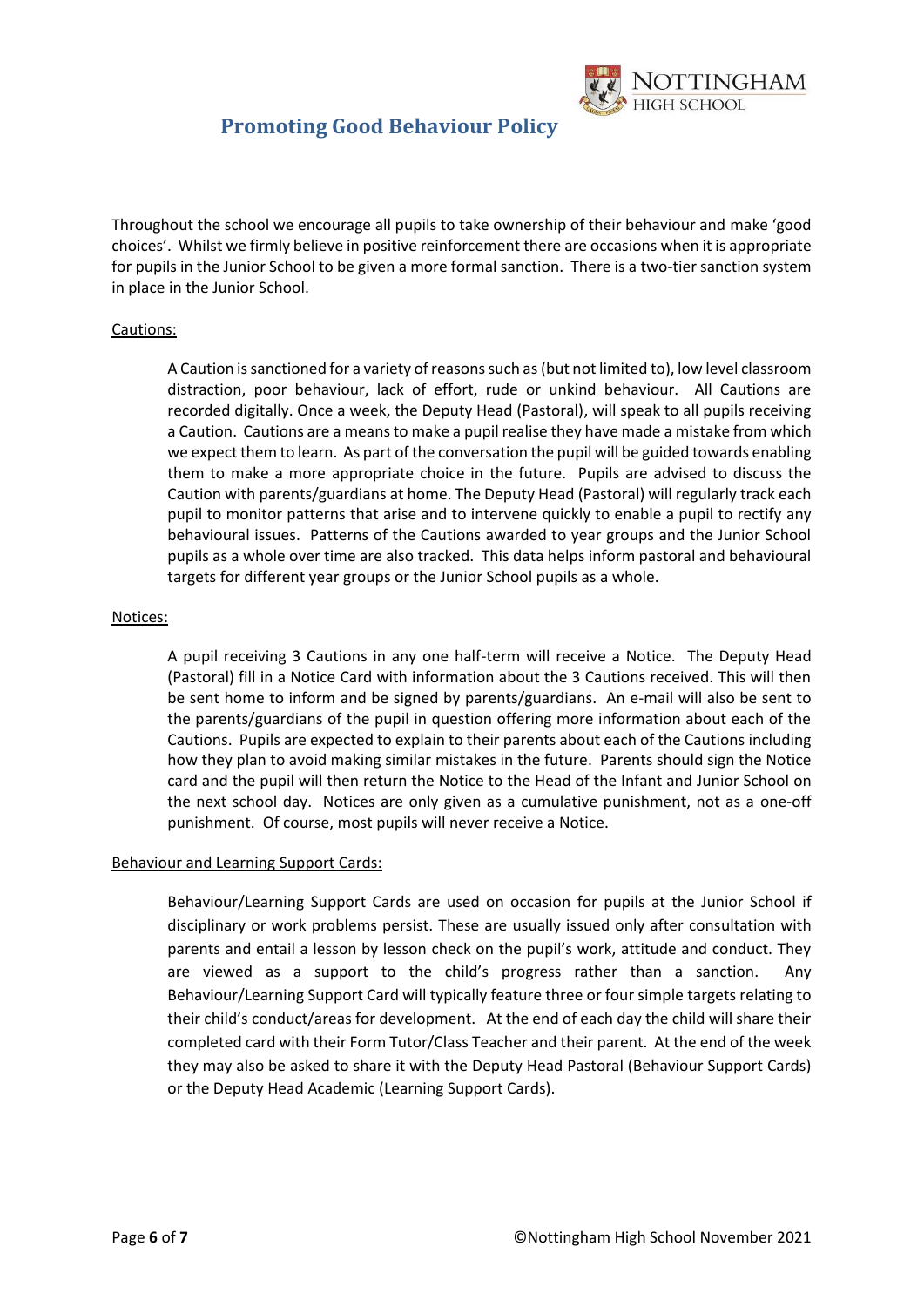Throughout the school we encourage all pupils to take ownership of their behaviour and make 'good choices'. Whilst we firmly believe in positive reinforcement there are occasions when it is appropriate for pupils in the Junior School to be given a more formal sanction. There is a two-tier sanction system in place in the Junior School.

Cautions:

A Caution is sanctioned for a variety of reasons such as (but not limited to), low level classroom distraction, poor behaviour, lack of effort, rude or unkind behaviour. All Cautions are recorded digitally. Once a week, the Deputy Head (Pastoral), will speak to all pupils receiving a Caution. Cautions are a means to make a pupil realise they have made a mistake from which we expect them to learn. As part of the conversation the pupil will be guided towards enabling them to make a more appropriate choice in the future. Pupils are advised to discuss the Caution with parents/guardians at home. The Deputy Head (Pastoral) will regularly track each pupil to monitor patterns that arise and to intervene quickly to enable a pupil to rectify any behavioural issues. Patterns of the Cautions awarded to year groups and the Junior School pupils as a whole over time are also tracked. This data helps inform pastoral and behavioural targets for different year groups or the Junior School pupils as a whole.

Notices:

A pupil receiving 3 Cautions in any one half-term will receive a Notice. The Deputy Head (Pastoral) fill in a Notice Card with information about the 3 Cautions received. This will then be sent home to inform and be signed by parents/guardians. An e-mail will also be sent to the parents/guardians of the pupil in question offering more information about each of the Cautions. Pupils are expected to explain to their parents about each of the Cautions including how they plan to avoid making similar mistakes in the future. Parents should sign the Notice card and the pupil will then return the Notice to the Head of the Infant and Junior School on the next school day. Notices are only given as a cumulative punishment, not as a one-off punishment. Of course, most pupils will never receive a Notice.

Behaviour and Learning Support Cards:

Behaviour/Learning Support Cards are used on occasion for pupils at the Junior School if disciplinary or work problems persist. These are usually issued only after consultation with parents and entail a lesson by lesson check on the pupil's work, attitude and conduct. They are viewed as a support to the child's progress rather than a sanction. Any Behaviour/Learning Support Card will typically feature three or four simple targets relating to their child's conduct/areas for development. At the end of each day the child will share their completed card with their Form Tutor/Class Teacher and their parent. At the end of the week they may also be asked to share it with the Deputy Head Pastoral (Behaviour Support Cards) or the Deputy Head Academic (Learning Support Cards).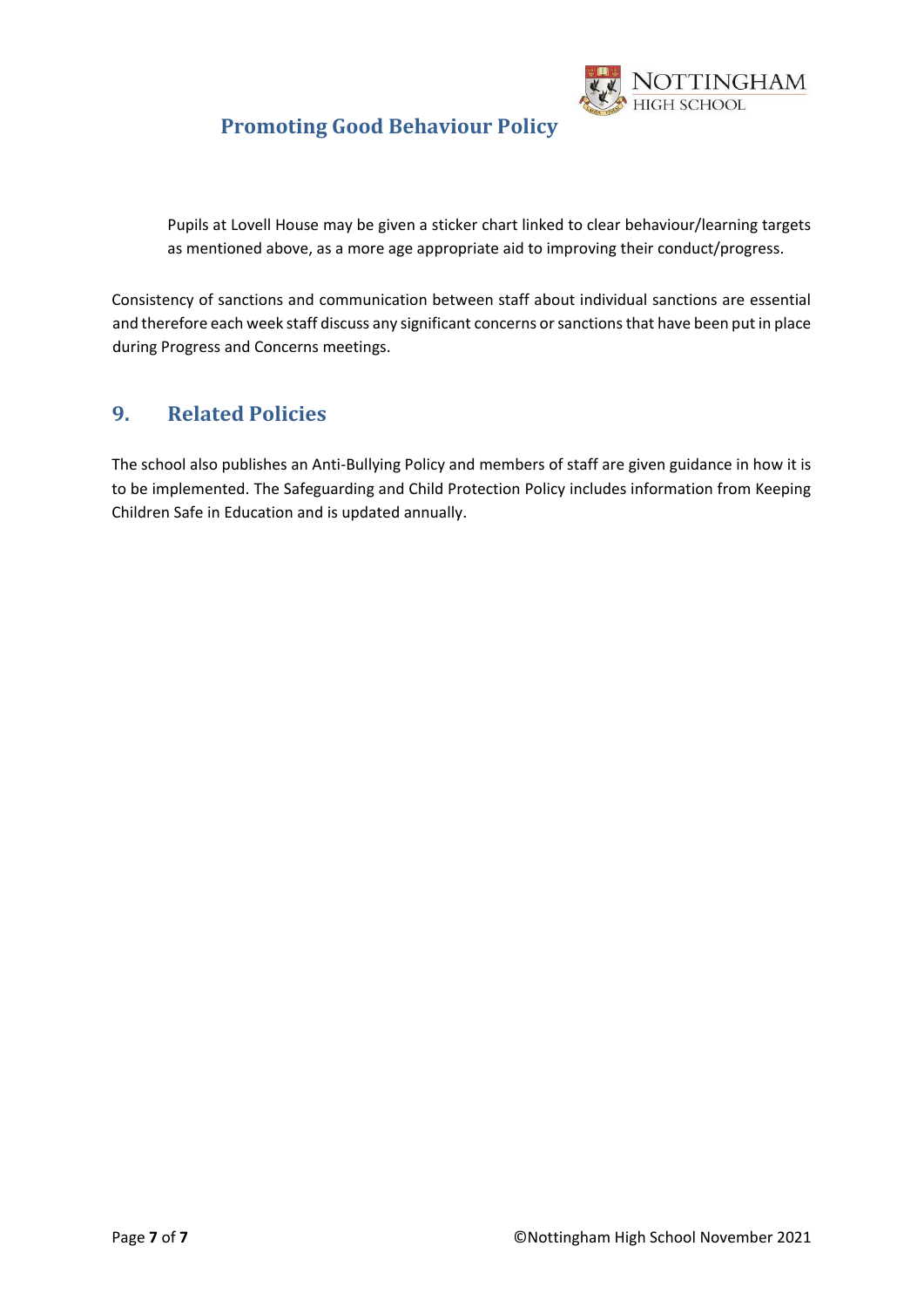Pupils at Lovell House may be given a sticker chart linked to clear behaviour/learning targets as mentioned above, as a more age appropriate aid to improving their conduct/progress.

Consistency of sanctions and communication between staff about individual sanctions are essential and therefore each week staff discuss any significant concerns or sanctions that have been put in place during Progress and Concerns meetings.

## 9. Related Policies

The school also publishes an Anti-Bullying Policy and members of staff are given guidance in how it is to be implemented. The Safeguarding and Child Protection Policy includes information from Keeping Children Safe in Education and is updated annually.